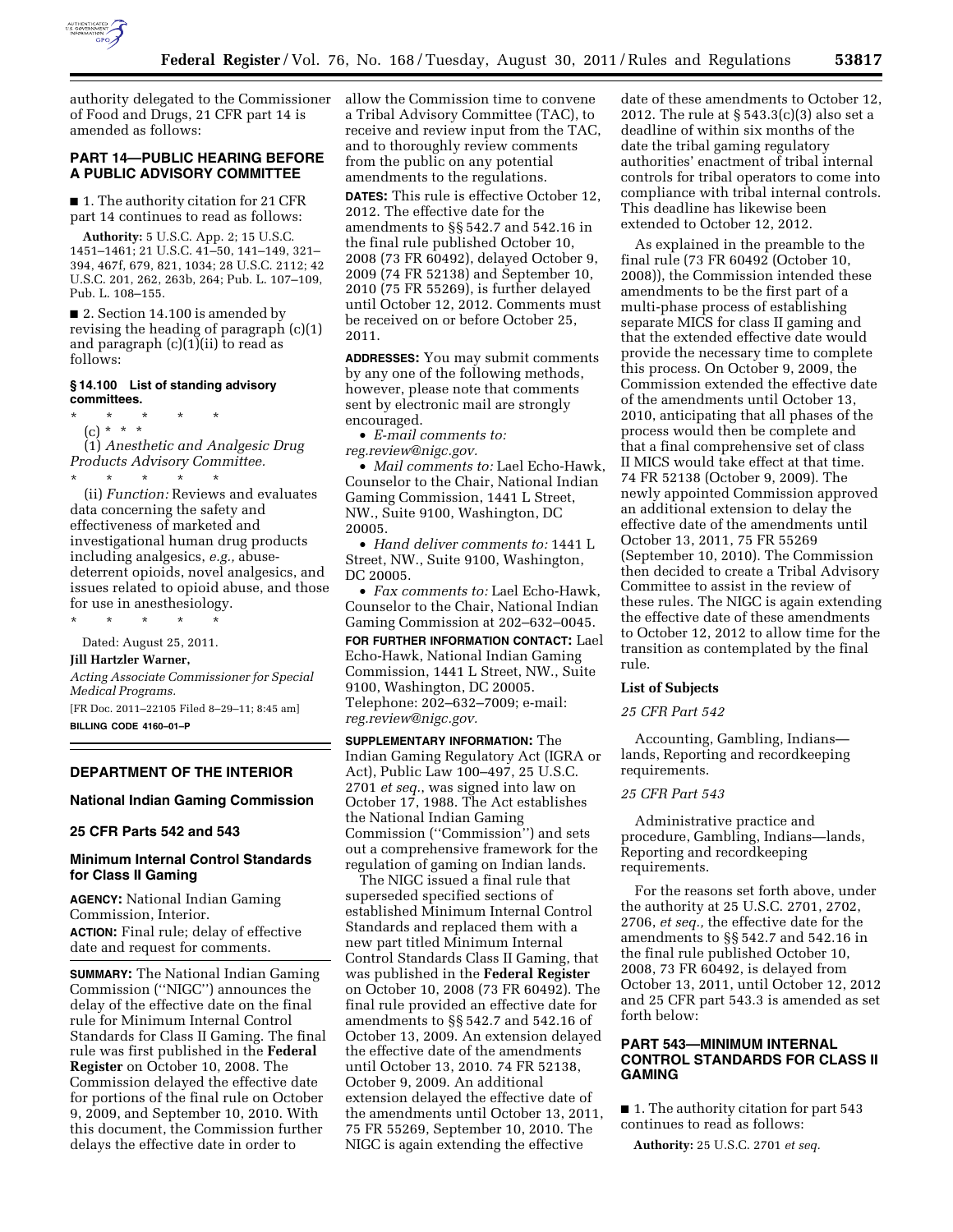authority delegated to the Commissioner of Food and Drugs, 21 CFR part 14 is amended as follows:

## PART 14—PUBLIC HEARING BEFORE A PUBLIC ADVISORY COMMITTEE

■ 1. The authority citation for 21 CFR part 14 continues to read as follows:

**Authority:** 5 U.S.C. App. 2; 15 U.S.C. 1451–1461; 21 U.S.C. 41–50, 141–149, 321–394, 467f, 679, 821, 1034; 28 U.S.C. 2112; 42 U.S.C. 201, 262, 263b, 264; Pub. L. 107–109, Pub. L. 108–155.

■ 2. Section 14.100 is amended by revising the heading of paragraph (c)(1) and paragraph (c)(1)(ii) to read as follows:

### § 14.100 List of standing advisory committees.

\* \* \* \* \*

(c) \* \* \*

(1) *Anesthetic and Analgesic Drug Products Advisory Committee.*

\* \* \* \* \*

(ii) *Function:* Reviews and evaluates data concerning the safety and effectiveness of marketed and investigational human drug products including analgesics, *e.g.,* abuse-deterrent opioids, novel analgesics, and issues related to opioid abuse, and those for use in anesthesiology.

\* \* \* \* \*

Dated: August 25, 2011.

**Jill Hartzler Warner,**

*Acting Associate Commissioner for Special Medical Programs.*

[FR Doc. 2011–22105 Filed 8–29–11; 8:45 am]

**BILLING CODE 4160–01–P**

---

## DEPARTMENT OF THE INTERIOR

## National Indian Gaming Commission

## 25 CFR Parts 542 and 543

## Minimum Internal Control Standards for Class II Gaming

**AGENCY:** National Indian Gaming Commission, Interior.

**ACTION:** Final rule; delay of effective date and request for comments.

**SUMMARY:** The National Indian Gaming Commission (''NIGC'') announces the delay of the effective date on the final rule for Minimum Internal Control Standards for Class II Gaming. The final rule was first published in the **Federal Register** on October 10, 2008. The Commission delayed the effective date for portions of the final rule on October 9, 2009, and September 10, 2010. With this document, the Commission further delays the effective date in order to allow the Commission time to convene a Tribal Advisory Committee (TAC), to receive and review input from the TAC, and to thoroughly review comments from the public on any potential amendments to the regulations.

**DATES:** This rule is effective October 12, 2012. The effective date for the amendments to §§ 542.7 and 542.16 in the final rule published October 10, 2008 (73 FR 60492), delayed October 9, 2009 (74 FR 52138) and September 10, 2010 (75 FR 55269), is further delayed until October 12, 2012. Comments must be received on or before October 25, 2011.

**ADDRESSES:** You may submit comments by any one of the following methods, however, please note that comments sent by electronic mail are strongly encouraged.

- *E-mail comments to: reg.review@nigc.gov.*
- *Mail comments to:* Lael Echo-Hawk, Counselor to the Chair, National Indian Gaming Commission, 1441 L Street, NW., Suite 9100, Washington, DC 20005.
- *Hand deliver comments to:* 1441 L Street, NW., Suite 9100, Washington, DC 20005.
- *Fax comments to:* Lael Echo-Hawk, Counselor to the Chair, National Indian Gaming Commission at 202–632–0045.

**FOR FURTHER INFORMATION CONTACT:** Lael Echo-Hawk, National Indian Gaming Commission, 1441 L Street, NW., Suite 9100, Washington, DC 20005. Telephone: 202–632–7009; e-mail: *reg.review@nigc.gov.*

**SUPPLEMENTARY INFORMATION:** The Indian Gaming Regulatory Act (IGRA or Act), Public Law 100–497, 25 U.S.C. 2701 *et seq.*, was signed into law on October 17, 1988. The Act establishes the National Indian Gaming Commission (''Commission'') and sets out a comprehensive framework for the regulation of gaming on Indian lands.

The NIGC issued a final rule that superseded specified sections of established Minimum Internal Control Standards and replaced them with a new part titled Minimum Internal Control Standards Class II Gaming, that was published in the **Federal Register** on October 10, 2008 (73 FR 60492). The final rule provided an effective date for amendments to §§ 542.7 and 542.16 of October 13, 2009. An extension delayed the effective date of the amendments until October 13, 2010. 74 FR 52138, October 9, 2009. An additional extension delayed the effective date of the amendments until October 13, 2011, 75 FR 55269, September 10, 2010. The NIGC is again extending the effective date of these amendments to October 12, 2012. The rule at § 543.3(c)(3) also set a deadline of within six months of the date the tribal gaming regulatory authorities' enactment of tribal internal controls for tribal operators to come into compliance with tribal internal controls. This deadline has likewise been extended to October 12, 2012.

As explained in the preamble to the final rule (73 FR 60492 (October 10, 2008)), the Commission intended these amendments to be the first part of a multi-phase process of establishing separate MICS for class II gaming and that the extended effective date would provide the necessary time to complete this process. On October 9, 2009, the Commission extended the effective date of the amendments until October 13, 2010, anticipating that all phases of the process would then be complete and that a final comprehensive set of class II MICS would take effect at that time. 74 FR 52138 (October 9, 2009). The newly appointed Commission approved an additional extension to delay the effective date of the amendments until October 13, 2011, 75 FR 55269 (September 10, 2010). The Commission then decided to create a Tribal Advisory Committee to assist in the review of these rules. The NIGC is again extending the effective date of these amendments to October 12, 2012 to allow time for the transition as contemplated by the final rule.

### List of Subjects

*25 CFR Part 542*

Accounting, Gambling, Indians—lands, Reporting and recordkeeping requirements.

*25 CFR Part 543*

Administrative practice and procedure, Gambling, Indians—lands, Reporting and recordkeeping requirements.

For the reasons set forth above, under the authority at 25 U.S.C. 2701, 2702, 2706, *et seq.,* the effective date for the amendments to §§ 542.7 and 542.16 in the final rule published October 10, 2008, 73 FR 60492, is delayed from October 13, 2011, until October 12, 2012 and 25 CFR part 543.3 is amended as set forth below:

## PART 543—MINIMUM INTERNAL CONTROL STANDARDS FOR CLASS II GAMING

■ 1. The authority citation for part 543 continues to read as follows:

**Authority:** 25 U.S.C. 2701 *et seq.*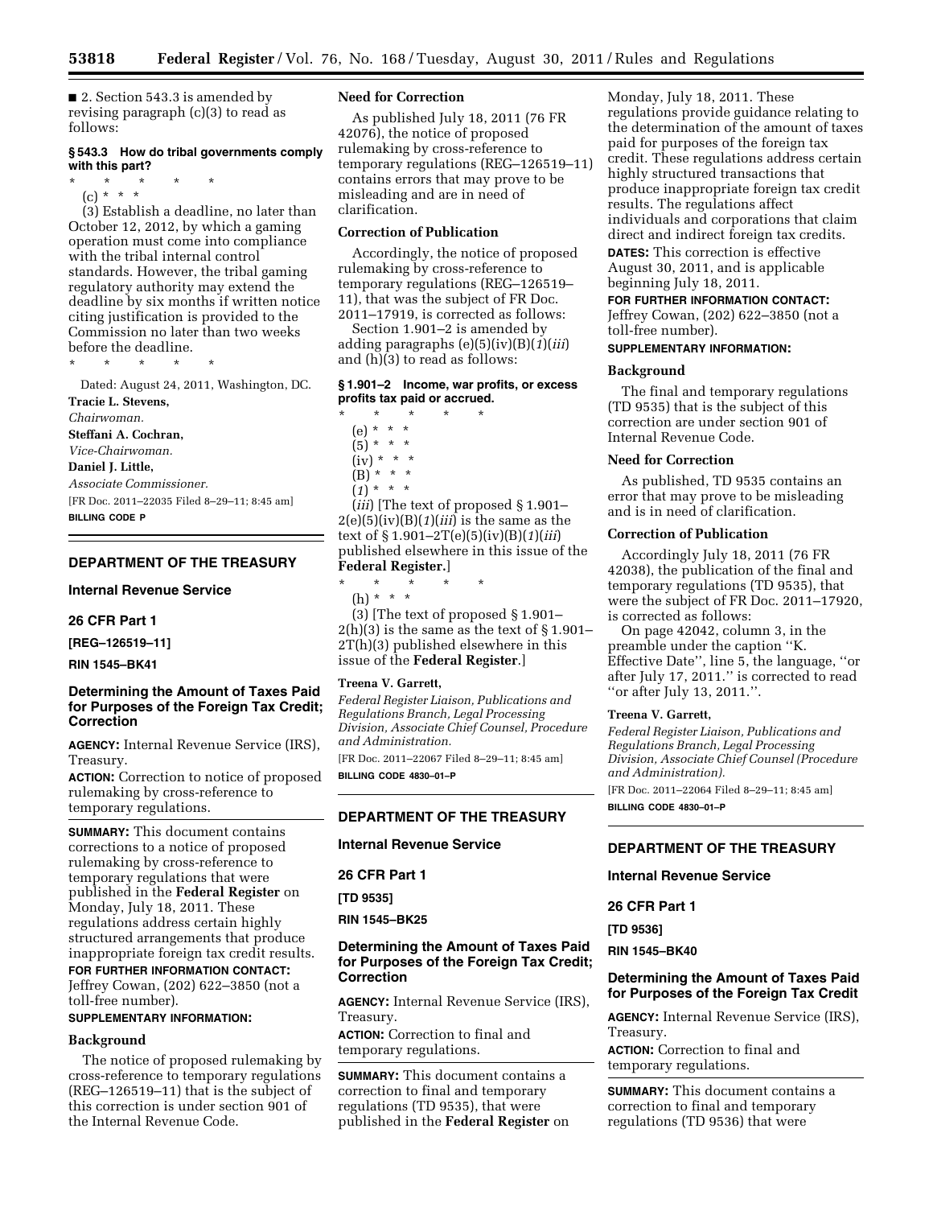■ 2. Section 543.3 is amended by revising paragraph (c)(3) to read as follows:

**§ 543.3 How do tribal governments comply with this part?**

\* \* \* \* \*

(c) \* \* \*

(3) Establish a deadline, no later than October 12, 2012, by which a gaming operation must come into compliance with the tribal internal control standards. However, the tribal gaming regulatory authority may extend the deadline by six months if written notice citing justification is provided to the Commission no later than two weeks before the deadline.

\* \* \* \* \*

Dated: August 24, 2011, Washington, DC.

**Tracie L. Stevens,**

*Chairwoman.*

**Steffani A. Cochran,**

*Vice-Chairwoman.*

**Daniel J. Little,**

*Associate Commissioner.*

[FR Doc. 2011–22035 Filed 8–29–11; 8:45 am]

**BILLING CODE P**

---

## DEPARTMENT OF THE TREASURY

### Internal Revenue Service

### 26 CFR Part 1

**[REG–126519–11]**

**RIN 1545–BK41**

### Determining the Amount of Taxes Paid for Purposes of the Foreign Tax Credit; Correction

**AGENCY:** Internal Revenue Service (IRS), Treasury.

**ACTION:** Correction to notice of proposed rulemaking by cross-reference to temporary regulations.

**SUMMARY:** This document contains corrections to a notice of proposed rulemaking by cross-reference to temporary regulations that were published in the **Federal Register** on Monday, July 18, 2011. These regulations address certain highly structured arrangements that produce inappropriate foreign tax credit results.

**FOR FURTHER INFORMATION CONTACT:** Jeffrey Cowan, (202) 622–3850 (not a toll-free number).

**SUPPLEMENTARY INFORMATION:**

#### Background

The notice of proposed rulemaking by cross-reference to temporary regulations (REG–126519–11) that is the subject of this correction is under section 901 of the Internal Revenue Code.

#### Need for Correction

As published July 18, 2011 (76 FR 42076), the notice of proposed rulemaking by cross-reference to temporary regulations (REG–126519–11) contains errors that may prove to be misleading and are in need of clarification.

#### Correction of Publication

Accordingly, the notice of proposed rulemaking by cross-reference to temporary regulations (REG–126519–11), that was the subject of FR Doc. 2011–17919, is corrected as follows:

Section 1.901–2 is amended by adding paragraphs (e)(5)(iv)(B)(*1*)(*iii*) and (h)(3) to read as follows:

**§ 1.901–2 Income, war profits, or excess profits tax paid or accrued.**

\* \* \* \* \*

(e) \* \* \*

(5) \* \* \*

(iv) \* \* \*

(B) \* \* \*

(*1*) \* \* \*

(*iii*) [The text of proposed § 1.901–2(e)(5)(iv)(B)(*1*)(*iii*) is the same as the text of § 1.901–2T(e)(5)(iv)(B)(*1*)(*iii*) published elsewhere in this issue of the **Federal Register.**]

\* \* \* \* \*

(h) \* \* \*

(3) [The text of proposed § 1.901–2(h)(3) is the same as the text of § 1.901–2T(h)(3) published elsewhere in this issue of the **Federal Register**.]

**Treena V. Garrett,**

*Federal Register Liaison, Publications and Regulations Branch, Legal Processing Division, Associate Chief Counsel, Procedure and Administration.*

[FR Doc. 2011–22067 Filed 8–29–11; 8:45 am]

**BILLING CODE 4830–01–P**

---

## DEPARTMENT OF THE TREASURY

### Internal Revenue Service

### 26 CFR Part 1

**[TD 9535]**

**RIN 1545–BK25**

### Determining the Amount of Taxes Paid for Purposes of the Foreign Tax Credit; Correction

**AGENCY:** Internal Revenue Service (IRS), Treasury.

**ACTION:** Correction to final and temporary regulations.

**SUMMARY:** This document contains a correction to final and temporary regulations (TD 9535), that were published in the **Federal Register** on Monday, July 18, 2011. These regulations provide guidance relating to the determination of the amount of taxes paid for purposes of the foreign tax credit. These regulations address certain highly structured transactions that produce inappropriate foreign tax credit results. The regulations affect individuals and corporations that claim direct and indirect foreign tax credits.

**DATES:** This correction is effective August 30, 2011, and is applicable beginning July 18, 2011.

**FOR FURTHER INFORMATION CONTACT:** Jeffrey Cowan, (202) 622–3850 (not a toll-free number).

**SUPPLEMENTARY INFORMATION:**

#### Background

The final and temporary regulations (TD 9535) that is the subject of this correction are under section 901 of Internal Revenue Code.

#### Need for Correction

As published, TD 9535 contains an error that may prove to be misleading and is in need of clarification.

#### Correction of Publication

Accordingly July 18, 2011 (76 FR 42038), the publication of the final and temporary regulations (TD 9535), that were the subject of FR Doc. 2011–17920, is corrected as follows:

On page 42042, column 3, in the preamble under the caption ''K. Effective Date'', line 5, the language, ''or after July 17, 2011.'' is corrected to read ''or after July 13, 2011.''.

**Treena V. Garrett,**

*Federal Register Liaison, Publications and Regulations Branch, Legal Processing Division, Associate Chief Counsel (Procedure and Administration).*

[FR Doc. 2011–22064 Filed 8–29–11; 8:45 am]

**BILLING CODE 4830–01–P**

---

## DEPARTMENT OF THE TREASURY

### Internal Revenue Service

### 26 CFR Part 1

**[TD 9536]**

**RIN 1545–BK40**

### Determining the Amount of Taxes Paid for Purposes of the Foreign Tax Credit

**AGENCY:** Internal Revenue Service (IRS), Treasury.

**ACTION:** Correction to final and temporary regulations.

**SUMMARY:** This document contains a correction to final and temporary regulations (TD 9536) that were